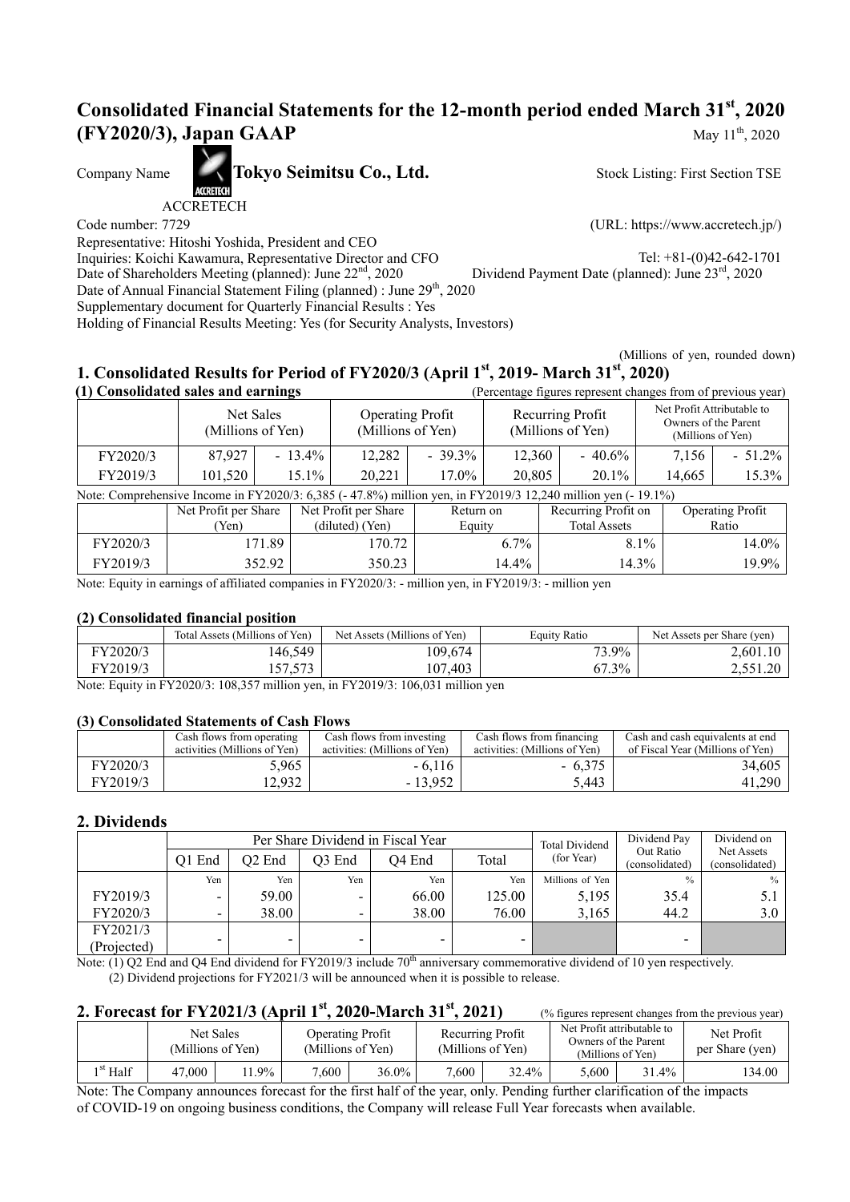# Consolidated Financial Statements for the 12-month period ended March 31st, 2020 (FY2020/3), Japan GAAP

May 11th, 2020

Company Name **Tokyo Seimitsu Co., Ltd.** Stock Listing: First Section TSE

ACCRETECH

Code number: 7729 (URL: https://www.accretech.jp/)

Representative: Hitoshi Yoshida, President and CEO

Inquiries: Koichi Kawamura, Representative Director and CFO Tel: +81-(0)42-642-1701

Date of Shareholders Meeting (planned): June 22nd, 2020 Dividend Payment Date (planned): June 23rd, 2020

Date of Annual Financial Statement Filing (planned) : June 29th, 2020

Supplementary document for Quarterly Financial Results : Yes

Holding of Financial Results Meeting: Yes (for Security Analysts, Investors)

(Millions of yen, rounded down)

## 1. Consolidated Results for Period of FY2020/3 (April 1st, 2019- March 31st, 2020)

### (1) Consolidated sales and earnings

(Percentage figures represent changes from of previous year)

| | Net Sales (Millions of Yen) | | Operating Profit (Millions of Yen) | | Recurring Profit (Millions of Yen) | | Net Profit Attributable to Owners of the Parent (Millions of Yen) | |
|---|---|---|---|---|---|---|---|---|
| FY2020/3 | 87,927 | - 13.4% | 12,282 | - 39.3% | 12,360 | - 40.6% | 7,156 | - 51.2% |
| FY2019/3 | 101,520 | 15.1% | 20,221 | 17.0% | 20,805 | 20.1% | 14,665 | 15.3% |

Note: Comprehensive Income in FY2020/3: 6,385 (- 47.8%) million yen, in FY2019/3 12,240 million yen (- 19.1%)

| | Net Profit per Share (Yen) | Net Profit per Share (diluted) (Yen) | Return on Equity | Recurring Profit on Total Assets | Operating Profit Ratio |
|---|---|---|---|---|---|
| FY2020/3 | 171.89 | 170.72 | 6.7% | 8.1% | 14.0% |
| FY2019/3 | 352.92 | 350.23 | 14.4% | 14.3% | 19.9% |

Note: Equity in earnings of affiliated companies in FY2020/3: - million yen, in FY2019/3: - million yen

### (2) Consolidated financial position

| | Total Assets (Millions of Yen) | Net Assets (Millions of Yen) | Equity Ratio | Net Assets per Share (yen) |
|---|---|---|---|---|
| FY2020/3 | 146,549 | 109,674 | 73.9% | 2,601.10 |
| FY2019/3 | 157,573 | 107,403 | 67.3% | 2,551.20 |

Note: Equity in FY2020/3: 108,357 million yen, in FY2019/3: 106,031 million yen

### (3) Consolidated Statements of Cash Flows

| | Cash flows from operating activities (Millions of Yen) | Cash flows from investing activities: (Millions of Yen) | Cash flows from financing activities: (Millions of Yen) | Cash and cash equivalents at end of Fiscal Year (Millions of Yen) |
|---|---|---|---|---|
| FY2020/3 | 5,965 | - 6,116 | - 6,375 | 34,605 |
| FY2019/3 | 12,932 | - 13,952 | 5,443 | 41,290 |

## 2. Dividends

| | Per Share Dividend in Fiscal Year | | | | | Total Dividend (for Year) | Dividend Pay Out Ratio (consolidated) | Dividend on Net Assets (consolidated) |
|---|---|---|---|---|---|---|---|---|
| | Q1 End | Q2 End | Q3 End | Q4 End | Total | | | |
| | Yen | Yen | Yen | Yen | Yen | Millions of Yen | % | % |
| FY2019/3 | - | 59.00 | - | 66.00 | 125.00 | 5,195 | 35.4 | 5.1 |
| FY2020/3 | - | 38.00 | - | 38.00 | 76.00 | 3,165 | 44.2 | 3.0 |
| FY2021/3 (Projected) | - | - | - | - | - | | - | |

Note: (1) Q2 End and Q4 End dividend for FY2019/3 include 70th anniversary commemorative dividend of 10 yen respectively.
(2) Dividend projections for FY2021/3 will be announced when it is possible to release.

## 2. Forecast for FY2021/3 (April 1st, 2020-March 31st, 2021)

(% figures represent changes from the previous year)

| | Net Sales (Millions of Yen) | | Operating Profit (Millions of Yen) | | Recurring Profit (Millions of Yen) | | Net Profit attributable to Owners of the Parent (Millions of Yen) | | Net Profit per Share (yen) |
|---|---|---|---|---|---|---|---|---|---|
| 1st Half | 47,000 | 11.9% | 7,600 | 36.0% | 7,600 | 32.4% | 5,600 | 31.4% | 134.00 |

Note: The Company announces forecast for the first half of the year, only. Pending further clarification of the impacts of COVID-19 on ongoing business conditions, the Company will release Full Year forecasts when available.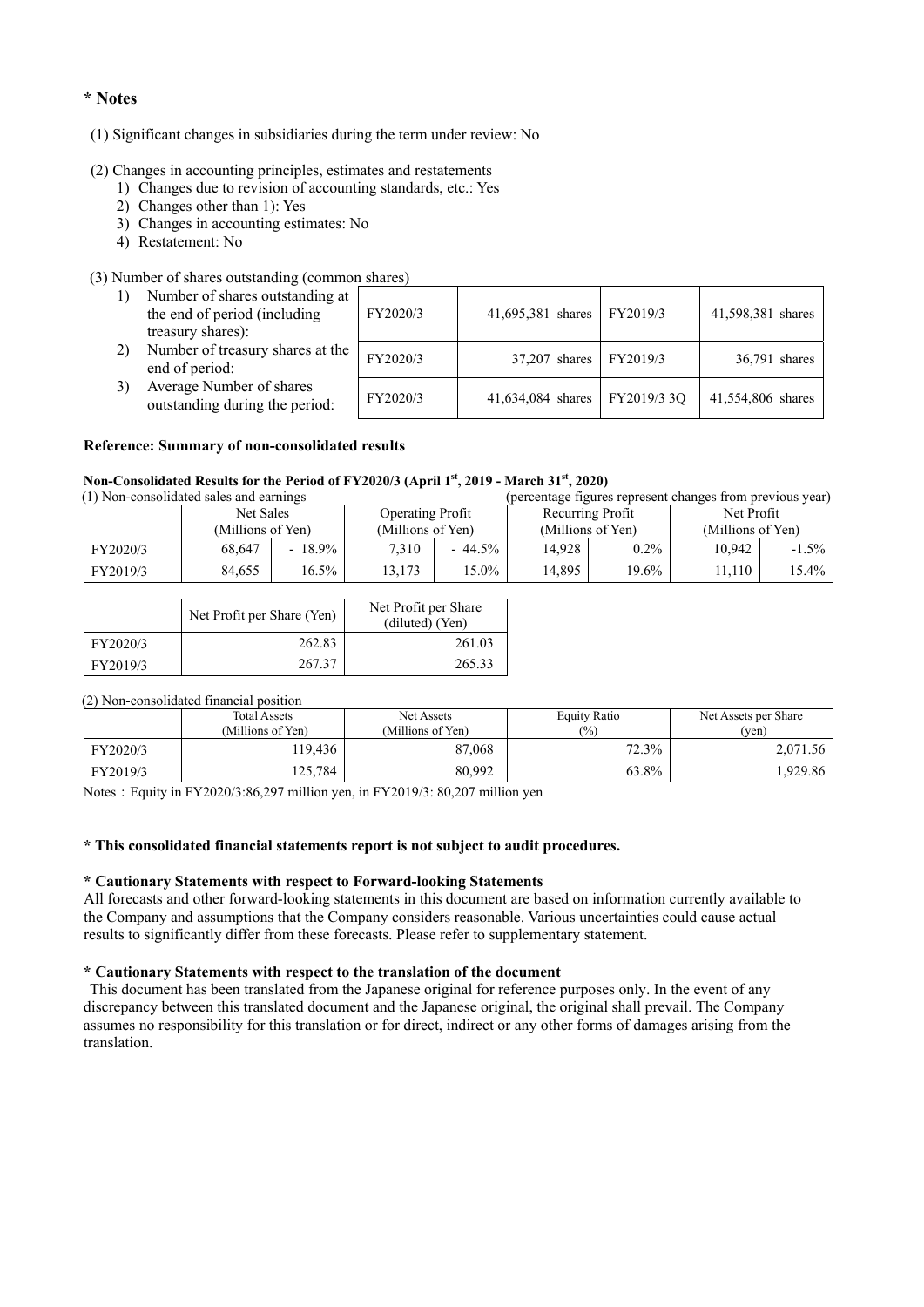## * Notes

(1) Significant changes in subsidiaries during the term under review: No

(2) Changes in accounting principles, estimates and restatements

1) Changes due to revision of accounting standards, etc.: Yes
2) Changes other than 1): Yes
3) Changes in accounting estimates: No
4) Restatement: No

(3) Number of shares outstanding (common shares)

| | | | | |
|---|---|---|---|---|
| 1) Number of shares outstanding at the end of period (including treasury shares): | FY2020/3 | 41,695,381 shares | FY2019/3 | 41,598,381 shares |
| 2) Number of treasury shares at the end of period: | FY2020/3 | 37,207 shares | FY2019/3 | 36,791 shares |
| 3) Average Number of shares outstanding during the period: | FY2020/3 | 41,634,084 shares | FY2019/3 3Q | 41,554,806 shares |

### Reference: Summary of non-consolidated results

#### Non-Consolidated Results for the Period of FY2020/3 (April 1st, 2019 - March 31st, 2020)

(1) Non-consolidated sales and earnings (percentage figures represent changes from previous year)

| | Net Sales (Millions of Yen) | | Operating Profit (Millions of Yen) | | Recurring Profit (Millions of Yen) | | Net Profit (Millions of Yen) | |
|---|---|---|---|---|---|---|---|---|
| FY2020/3 | 68,647 | - 18.9% | 7,310 | - 44.5% | 14,928 | 0.2% | 10,942 | -1.5% |
| FY2019/3 | 84,655 | 16.5% | 13,173 | 15.0% | 14,895 | 19.6% | 11,110 | 15.4% |

| | Net Profit per Share (Yen) | Net Profit per Share (diluted) (Yen) |
|---|---|---|
| FY2020/3 | 262.83 | 261.03 |
| FY2019/3 | 267.37 | 265.33 |

(2) Non-consolidated financial position

| | Total Assets (Millions of Yen) | Net Assets (Millions of Yen) | Equity Ratio (%) | Net Assets per Share (yen) |
|---|---|---|---|---|
| FY2020/3 | 119,436 | 87,068 | 72.3% | 2,071.56 |
| FY2019/3 | 125,784 | 80,992 | 63.8% | 1,929.86 |

Notes：Equity in FY2020/3:86,297 million yen, in FY2019/3: 80,207 million yen

**\* This consolidated financial statements report is not subject to audit procedures.**

**\* Cautionary Statements with respect to Forward-looking Statements**

All forecasts and other forward-looking statements in this document are based on information currently available to the Company and assumptions that the Company considers reasonable. Various uncertainties could cause actual results to significantly differ from these forecasts. Please refer to supplementary statement.

**\* Cautionary Statements with respect to the translation of the document**

This document has been translated from the Japanese original for reference purposes only. In the event of any discrepancy between this translated document and the Japanese original, the original shall prevail. The Company assumes no responsibility for this translation or for direct, indirect or any other forms of damages arising from the translation.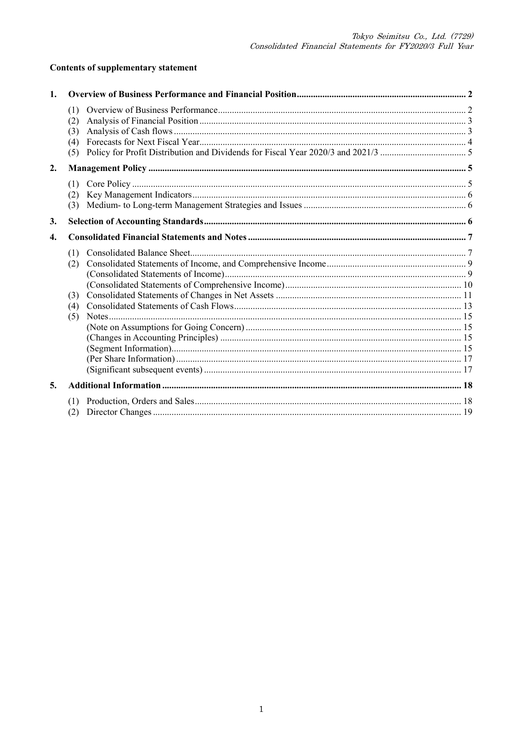**Contents of supplementary statement**

1. **Overview of Business Performance and Financial Position** ........ 2
   - (1) Overview of Business Performance ........ 2
   - (2) Analysis of Financial Position ........ 3
   - (3) Analysis of Cash flows ........ 3
   - (4) Forecasts for Next Fiscal Year ........ 4
   - (5) Policy for Profit Distribution and Dividends for Fiscal Year 2020/3 and 2021/3 ........ 5
2. **Management Policy** ........ 5
   - (1) Core Policy ........ 5
   - (2) Key Management Indicators ........ 6
   - (3) Medium- to Long-term Management Strategies and Issues ........ 6
3. **Selection of Accounting Standards** ........ 6
4. **Consolidated Financial Statements and Notes** ........ 7
   - (1) Consolidated Balance Sheet ........ 7
   - (2) Consolidated Statements of Income, and Comprehensive Income ........ 9
     - (Consolidated Statements of Income) ........ 9
     - (Consolidated Statements of Comprehensive Income) ........ 10
   - (3) Consolidated Statements of Changes in Net Assets ........ 11
   - (4) Consolidated Statements of Cash Flows ........ 13
   - (5) Notes ........ 15
     - (Note on Assumptions for Going Concern) ........ 15
     - (Changes in Accounting Principles) ........ 15
     - (Segment Information) ........ 15
     - (Per Share Information) ........ 17
     - (Significant subsequent events) ........ 17
5. **Additional Information** ........ 18
   - (1) Production, Orders and Sales ........ 18
   - (2) Director Changes ........ 19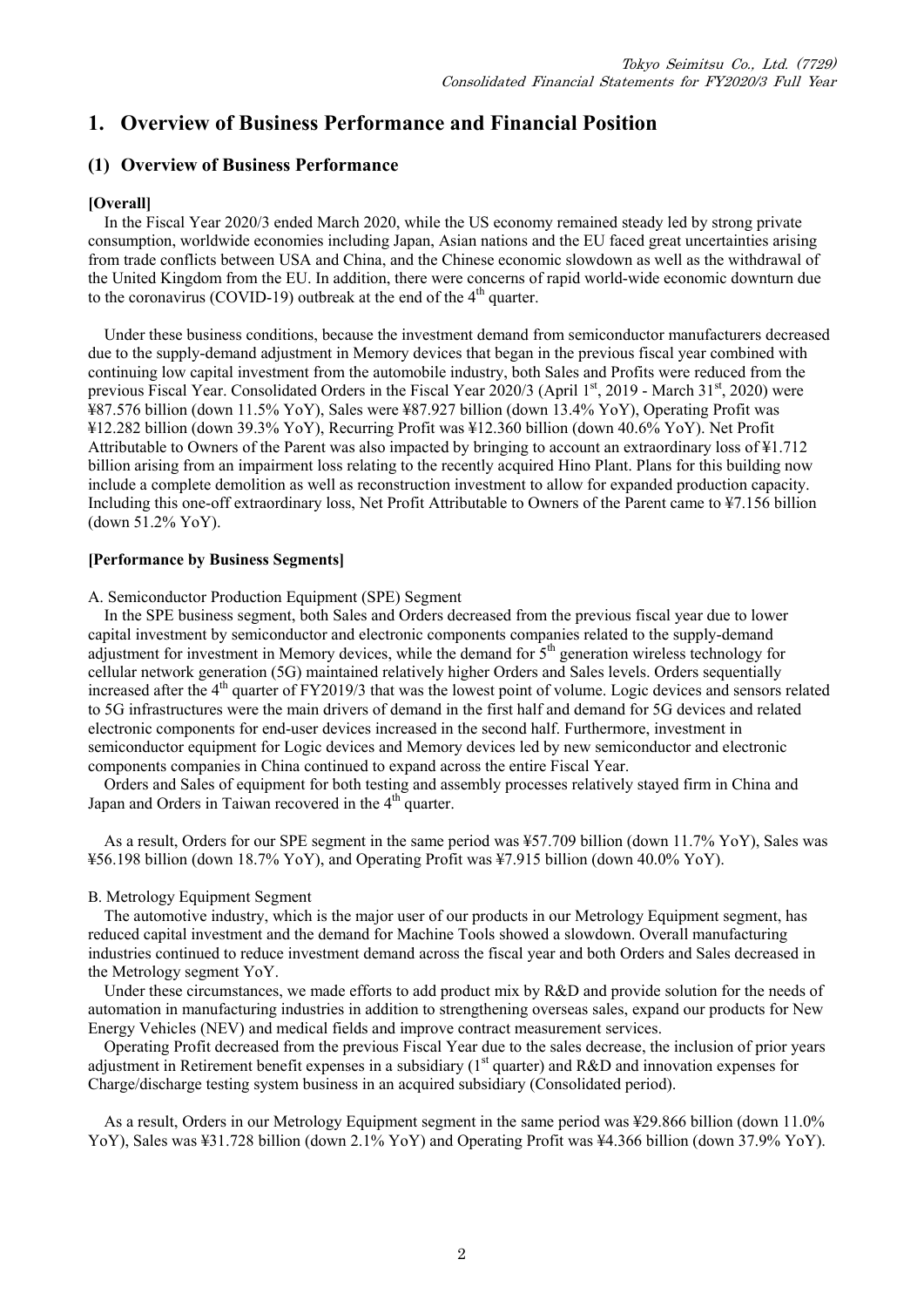# 1. Overview of Business Performance and Financial Position

## (1) Overview of Business Performance

**[Overall]**

In the Fiscal Year 2020/3 ended March 2020, while the US economy remained steady led by strong private consumption, worldwide economies including Japan, Asian nations and the EU faced great uncertainties arising from trade conflicts between USA and China, and the Chinese economic slowdown as well as the withdrawal of the United Kingdom from the EU. In addition, there were concerns of rapid world-wide economic downturn due to the coronavirus (COVID-19) outbreak at the end of the 4th quarter.

Under these business conditions, because the investment demand from semiconductor manufacturers decreased due to the supply-demand adjustment in Memory devices that began in the previous fiscal year combined with continuing low capital investment from the automobile industry, both Sales and Profits were reduced from the previous Fiscal Year. Consolidated Orders in the Fiscal Year 2020/3 (April 1st, 2019 - March 31st, 2020) were ¥87.576 billion (down 11.5% YoY), Sales were ¥87.927 billion (down 13.4% YoY), Operating Profit was ¥12.282 billion (down 39.3% YoY), Recurring Profit was ¥12.360 billion (down 40.6% YoY). Net Profit Attributable to Owners of the Parent was also impacted by bringing to account an extraordinary loss of ¥1.712 billion arising from an impairment loss relating to the recently acquired Hino Plant. Plans for this building now include a complete demolition as well as reconstruction investment to allow for expanded production capacity. Including this one-off extraordinary loss, Net Profit Attributable to Owners of the Parent came to ¥7.156 billion (down 51.2% YoY).

**[Performance by Business Segments]**

A. Semiconductor Production Equipment (SPE) Segment

In the SPE business segment, both Sales and Orders decreased from the previous fiscal year due to lower capital investment by semiconductor and electronic components companies related to the supply-demand adjustment for investment in Memory devices, while the demand for 5th generation wireless technology for cellular network generation (5G) maintained relatively higher Orders and Sales levels. Orders sequentially increased after the 4th quarter of FY2019/3 that was the lowest point of volume. Logic devices and sensors related to 5G infrastructures were the main drivers of demand in the first half and demand for 5G devices and related electronic components for end-user devices increased in the second half. Furthermore, investment in semiconductor equipment for Logic devices and Memory devices led by new semiconductor and electronic components companies in China continued to expand across the entire Fiscal Year.

Orders and Sales of equipment for both testing and assembly processes relatively stayed firm in China and Japan and Orders in Taiwan recovered in the 4th quarter.

As a result, Orders for our SPE segment in the same period was ¥57.709 billion (down 11.7% YoY), Sales was ¥56.198 billion (down 18.7% YoY), and Operating Profit was ¥7.915 billion (down 40.0% YoY).

B. Metrology Equipment Segment

The automotive industry, which is the major user of our products in our Metrology Equipment segment, has reduced capital investment and the demand for Machine Tools showed a slowdown. Overall manufacturing industries continued to reduce investment demand across the fiscal year and both Orders and Sales decreased in the Metrology segment YoY.

Under these circumstances, we made efforts to add product mix by R&D and provide solution for the needs of automation in manufacturing industries in addition to strengthening overseas sales, expand our products for New Energy Vehicles (NEV) and medical fields and improve contract measurement services.

Operating Profit decreased from the previous Fiscal Year due to the sales decrease, the inclusion of prior years adjustment in Retirement benefit expenses in a subsidiary (1st quarter) and R&D and innovation expenses for Charge/discharge testing system business in an acquired subsidiary (Consolidated period).

As a result, Orders in our Metrology Equipment segment in the same period was ¥29.866 billion (down 11.0% YoY), Sales was ¥31.728 billion (down 2.1% YoY) and Operating Profit was ¥4.366 billion (down 37.9% YoY).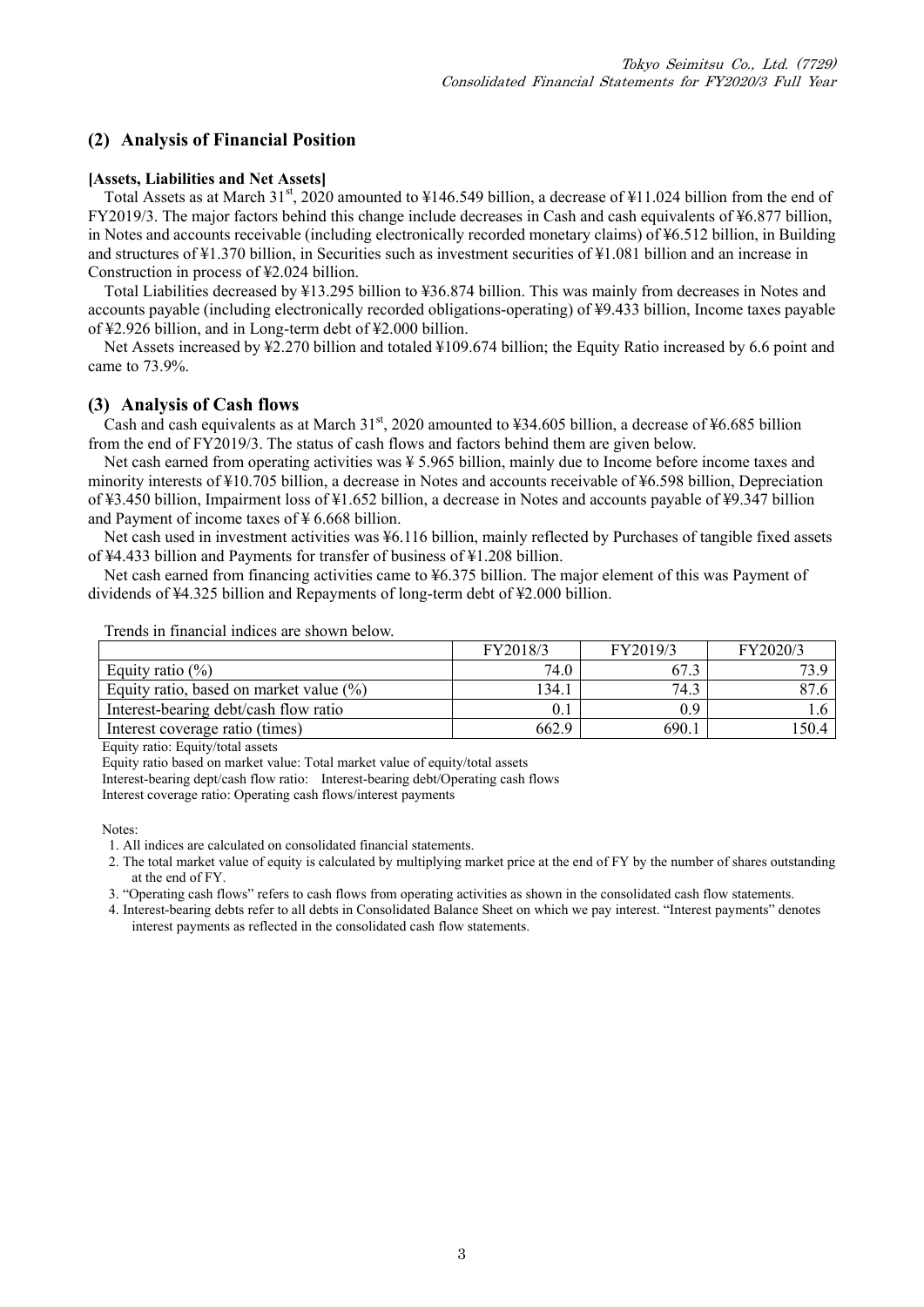## (2) Analysis of Financial Position

**[Assets, Liabilities and Net Assets]**

Total Assets as at March 31st, 2020 amounted to ¥146.549 billion, a decrease of ¥11.024 billion from the end of FY2019/3. The major factors behind this change include decreases in Cash and cash equivalents of ¥6.877 billion, in Notes and accounts receivable (including electronically recorded monetary claims) of ¥6.512 billion, in Building and structures of ¥1.370 billion, in Securities such as investment securities of ¥1.081 billion and an increase in Construction in process of ¥2.024 billion.

Total Liabilities decreased by ¥13.295 billion to ¥36.874 billion. This was mainly from decreases in Notes and accounts payable (including electronically recorded obligations-operating) of ¥9.433 billion, Income taxes payable of ¥2.926 billion, and in Long-term debt of ¥2.000 billion.

Net Assets increased by ¥2.270 billion and totaled ¥109.674 billion; the Equity Ratio increased by 6.6 point and came to 73.9%.

## (3) Analysis of Cash flows

Cash and cash equivalents as at March 31st, 2020 amounted to ¥34.605 billion, a decrease of ¥6.685 billion from the end of FY2019/3. The status of cash flows and factors behind them are given below.

Net cash earned from operating activities was ¥ 5.965 billion, mainly due to Income before income taxes and minority interests of ¥10.705 billion, a decrease in Notes and accounts receivable of ¥6.598 billion, Depreciation of ¥3.450 billion, Impairment loss of ¥1.652 billion, a decrease in Notes and accounts payable of ¥9.347 billion and Payment of income taxes of ¥ 6.668 billion.

Net cash used in investment activities was ¥6.116 billion, mainly reflected by Purchases of tangible fixed assets of ¥4.433 billion and Payments for transfer of business of ¥1.208 billion.

Net cash earned from financing activities came to ¥6.375 billion. The major element of this was Payment of dividends of ¥4.325 billion and Repayments of long-term debt of ¥2.000 billion.

Trends in financial indices are shown below.

| | FY2018/3 | FY2019/3 | FY2020/3 |
|---|---|---|---|
| Equity ratio (%) | 74.0 | 67.3 | 73.9 |
| Equity ratio, based on market value (%) | 134.1 | 74.3 | 87.6 |
| Interest-bearing debt/cash flow ratio | 0.1 | 0.9 | 1.6 |
| Interest coverage ratio (times) | 662.9 | 690.1 | 150.4 |

Equity ratio: Equity/total assets

Equity ratio based on market value: Total market value of equity/total assets

Interest-bearing dept/cash flow ratio: Interest-bearing debt/Operating cash flows

Interest coverage ratio: Operating cash flows/interest payments

Notes:

1. All indices are calculated on consolidated financial statements.
2. The total market value of equity is calculated by multiplying market price at the end of FY by the number of shares outstanding at the end of FY.
3. "Operating cash flows" refers to cash flows from operating activities as shown in the consolidated cash flow statements.
4. Interest-bearing debts refer to all debts in Consolidated Balance Sheet on which we pay interest. "Interest payments" denotes interest payments as reflected in the consolidated cash flow statements.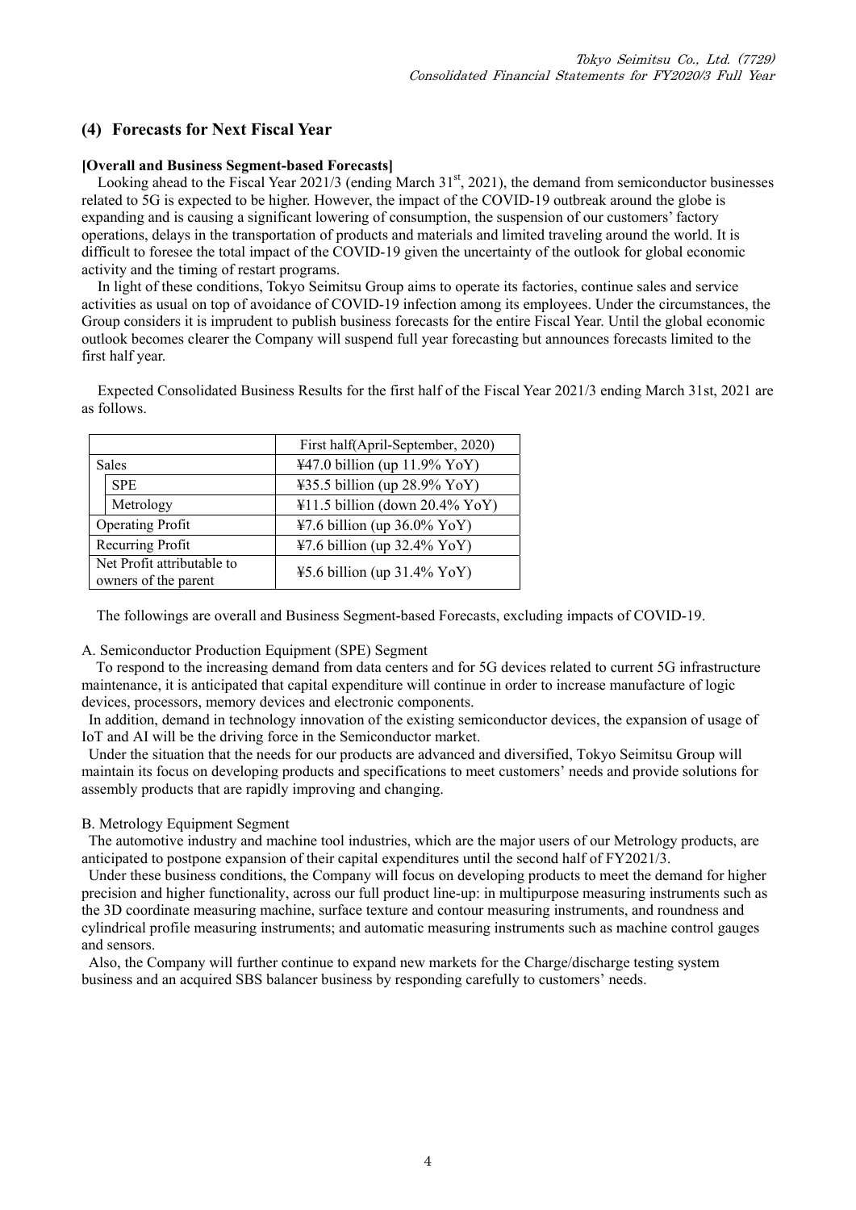## (4) Forecasts for Next Fiscal Year

**[Overall and Business Segment-based Forecasts]**

Looking ahead to the Fiscal Year 2021/3 (ending March 31st, 2021), the demand from semiconductor businesses related to 5G is expected to be higher. However, the impact of the COVID-19 outbreak around the globe is expanding and is causing a significant lowering of consumption, the suspension of our customers' factory operations, delays in the transportation of products and materials and limited traveling around the world. It is difficult to foresee the total impact of the COVID-19 given the uncertainty of the outlook for global economic activity and the timing of restart programs.

In light of these conditions, Tokyo Seimitsu Group aims to operate its factories, continue sales and service activities as usual on top of avoidance of COVID-19 infection among its employees. Under the circumstances, the Group considers it is imprudent to publish business forecasts for the entire Fiscal Year. Until the global economic outlook becomes clearer the Company will suspend full year forecasting but announces forecasts limited to the first half year.

Expected Consolidated Business Results for the first half of the Fiscal Year 2021/3 ending March 31st, 2021 are as follows.

| | First half(April-September, 2020) |
|---|---|
| Sales | ¥47.0 billion (up 11.9% YoY) |
| SPE | ¥35.5 billion (up 28.9% YoY) |
| Metrology | ¥11.5 billion (down 20.4% YoY) |
| Operating Profit | ¥7.6 billion (up 36.0% YoY) |
| Recurring Profit | ¥7.6 billion (up 32.4% YoY) |
| Net Profit attributable to owners of the parent | ¥5.6 billion (up 31.4% YoY) |

The followings are overall and Business Segment-based Forecasts, excluding impacts of COVID-19.

A. Semiconductor Production Equipment (SPE) Segment

To respond to the increasing demand from data centers and for 5G devices related to current 5G infrastructure maintenance, it is anticipated that capital expenditure will continue in order to increase manufacture of logic devices, processors, memory devices and electronic components.

In addition, demand in technology innovation of the existing semiconductor devices, the expansion of usage of IoT and AI will be the driving force in the Semiconductor market.

Under the situation that the needs for our products are advanced and diversified, Tokyo Seimitsu Group will maintain its focus on developing products and specifications to meet customers' needs and provide solutions for assembly products that are rapidly improving and changing.

B. Metrology Equipment Segment

The automotive industry and machine tool industries, which are the major users of our Metrology products, are anticipated to postpone expansion of their capital expenditures until the second half of FY2021/3.

Under these business conditions, the Company will focus on developing products to meet the demand for higher precision and higher functionality, across our full product line-up: in multipurpose measuring instruments such as the 3D coordinate measuring machine, surface texture and contour measuring instruments, and roundness and cylindrical profile measuring instruments; and automatic measuring instruments such as machine control gauges and sensors.

Also, the Company will further continue to expand new markets for the Charge/discharge testing system business and an acquired SBS balancer business by responding carefully to customers' needs.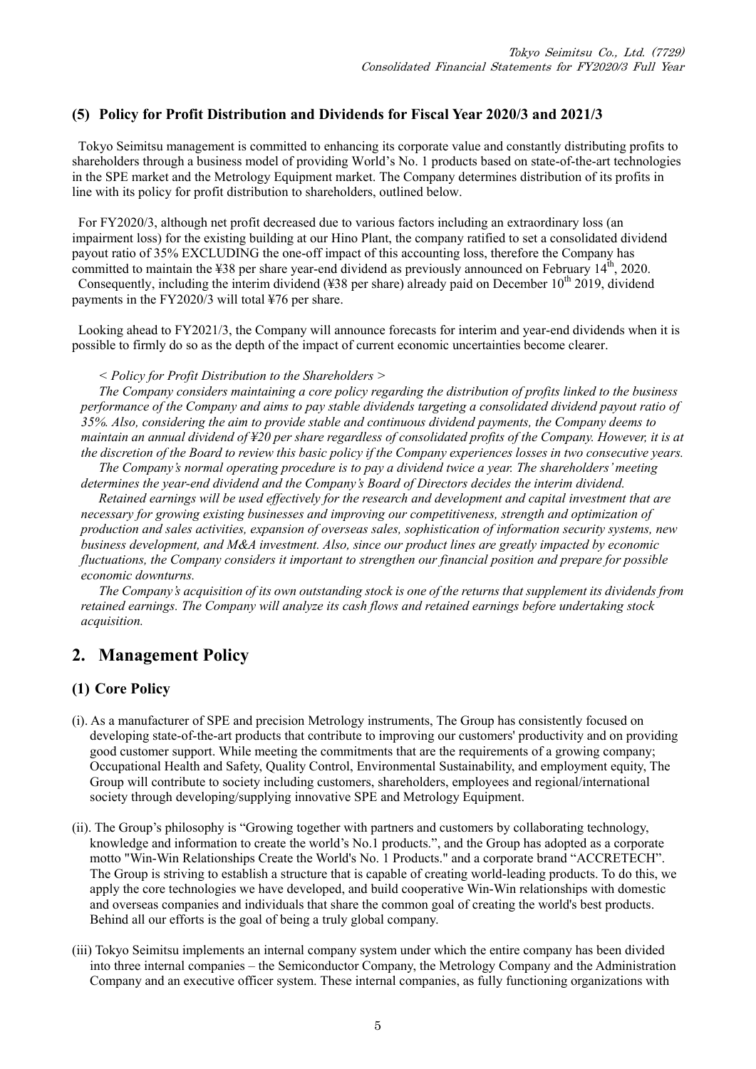### (5) Policy for Profit Distribution and Dividends for Fiscal Year 2020/3 and 2021/3

Tokyo Seimitsu management is committed to enhancing its corporate value and constantly distributing profits to shareholders through a business model of providing World's No. 1 products based on state-of-the-art technologies in the SPE market and the Metrology Equipment market. The Company determines distribution of its profits in line with its policy for profit distribution to shareholders, outlined below.

For FY2020/3, although net profit decreased due to various factors including an extraordinary loss (an impairment loss) for the existing building at our Hino Plant, the company ratified to set a consolidated dividend payout ratio of 35% EXCLUDING the one-off impact of this accounting loss, therefore the Company has committed to maintain the ¥38 per share year-end dividend as previously announced on February 14th, 2020.

Consequently, including the interim dividend (¥38 per share) already paid on December 10th 2019, dividend payments in the FY2020/3 will total ¥76 per share.

Looking ahead to FY2021/3, the Company will announce forecasts for interim and year-end dividends when it is possible to firmly do so as the depth of the impact of current economic uncertainties become clearer.

*< Policy for Profit Distribution to the Shareholders >*

*The Company considers maintaining a core policy regarding the distribution of profits linked to the business performance of the Company and aims to pay stable dividends targeting a consolidated dividend payout ratio of 35%. Also, considering the aim to provide stable and continuous dividend payments, the Company deems to maintain an annual dividend of ¥20 per share regardless of consolidated profits of the Company. However, it is at the discretion of the Board to review this basic policy if the Company experiences losses in two consecutive years.*

*The Company's normal operating procedure is to pay a dividend twice a year. The shareholders' meeting determines the year-end dividend and the Company's Board of Directors decides the interim dividend.*

*Retained earnings will be used effectively for the research and development and capital investment that are necessary for growing existing businesses and improving our competitiveness, strength and optimization of production and sales activities, expansion of overseas sales, sophistication of information security systems, new business development, and M&A investment. Also, since our product lines are greatly impacted by economic fluctuations, the Company considers it important to strengthen our financial position and prepare for possible economic downturns.*

*The Company's acquisition of its own outstanding stock is one of the returns that supplement its dividends from retained earnings. The Company will analyze its cash flows and retained earnings before undertaking stock acquisition.*

## 2. Management Policy

### (1) Core Policy

(i). As a manufacturer of SPE and precision Metrology instruments, The Group has consistently focused on developing state-of-the-art products that contribute to improving our customers' productivity and on providing good customer support. While meeting the commitments that are the requirements of a growing company; Occupational Health and Safety, Quality Control, Environmental Sustainability, and employment equity, The Group will contribute to society including customers, shareholders, employees and regional/international society through developing/supplying innovative SPE and Metrology Equipment.

(ii). The Group's philosophy is "Growing together with partners and customers by collaborating technology, knowledge and information to create the world's No.1 products.", and the Group has adopted as a corporate motto "Win-Win Relationships Create the World's No. 1 Products." and a corporate brand "ACCRETECH". The Group is striving to establish a structure that is capable of creating world-leading products. To do this, we apply the core technologies we have developed, and build cooperative Win-Win relationships with domestic and overseas companies and individuals that share the common goal of creating the world's best products. Behind all our efforts is the goal of being a truly global company.

(iii) Tokyo Seimitsu implements an internal company system under which the entire company has been divided into three internal companies – the Semiconductor Company, the Metrology Company and the Administration Company and an executive officer system. These internal companies, as fully functioning organizations with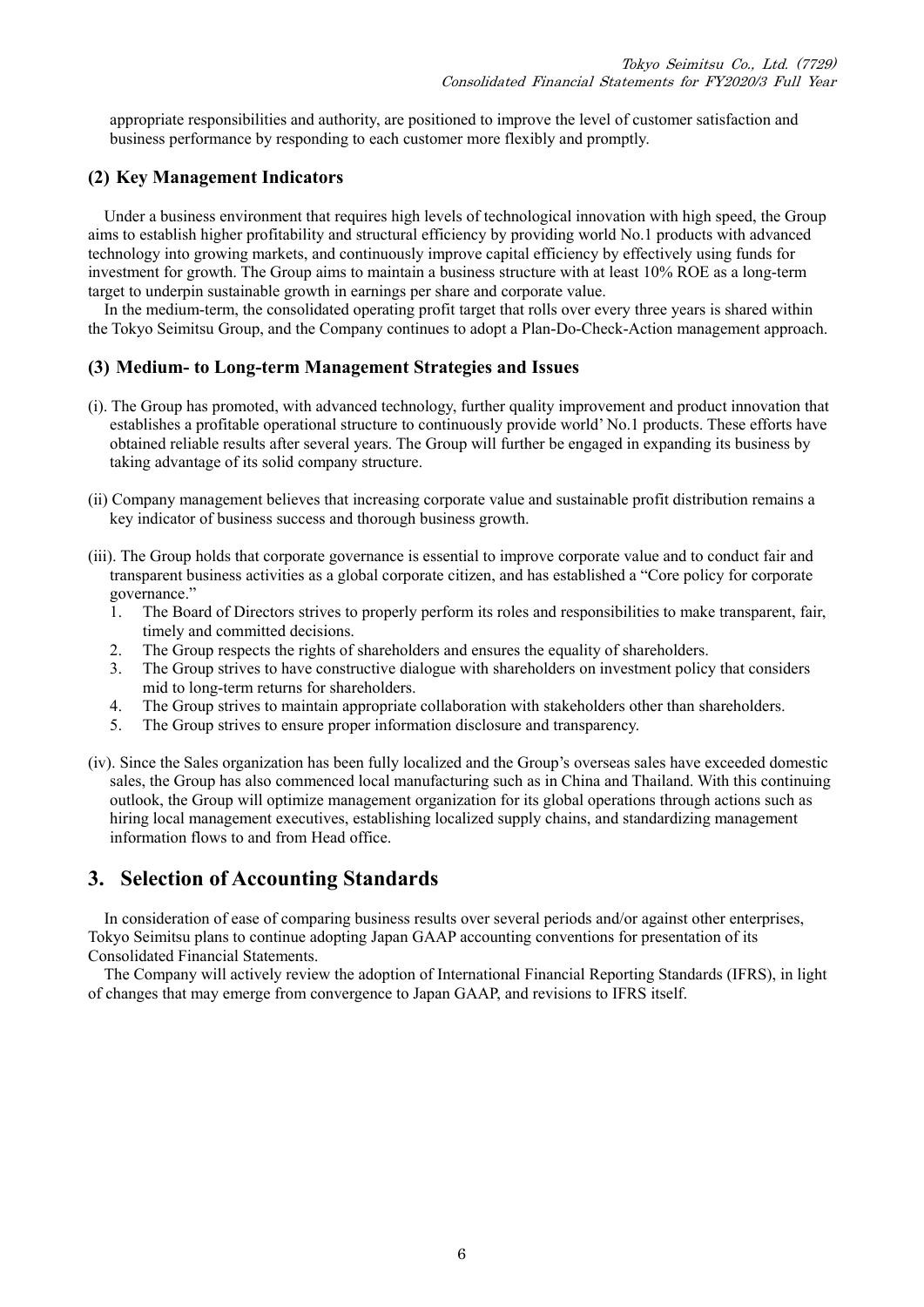appropriate responsibilities and authority, are positioned to improve the level of customer satisfaction and business performance by responding to each customer more flexibly and promptly.

### (2) Key Management Indicators

Under a business environment that requires high levels of technological innovation with high speed, the Group aims to establish higher profitability and structural efficiency by providing world No.1 products with advanced technology into growing markets, and continuously improve capital efficiency by effectively using funds for investment for growth. The Group aims to maintain a business structure with at least 10% ROE as a long-term target to underpin sustainable growth in earnings per share and corporate value.

In the medium-term, the consolidated operating profit target that rolls over every three years is shared within the Tokyo Seimitsu Group, and the Company continues to adopt a Plan-Do-Check-Action management approach.

### (3) Medium- to Long-term Management Strategies and Issues

(i). The Group has promoted, with advanced technology, further quality improvement and product innovation that establishes a profitable operational structure to continuously provide world' No.1 products. These efforts have obtained reliable results after several years. The Group will further be engaged in expanding its business by taking advantage of its solid company structure.

(ii) Company management believes that increasing corporate value and sustainable profit distribution remains a key indicator of business success and thorough business growth.

(iii). The Group holds that corporate governance is essential to improve corporate value and to conduct fair and transparent business activities as a global corporate citizen, and has established a "Core policy for corporate governance."

1. The Board of Directors strives to properly perform its roles and responsibilities to make transparent, fair, timely and committed decisions.
2. The Group respects the rights of shareholders and ensures the equality of shareholders.
3. The Group strives to have constructive dialogue with shareholders on investment policy that considers mid to long-term returns for shareholders.
4. The Group strives to maintain appropriate collaboration with stakeholders other than shareholders.
5. The Group strives to ensure proper information disclosure and transparency.

(iv). Since the Sales organization has been fully localized and the Group's overseas sales have exceeded domestic sales, the Group has also commenced local manufacturing such as in China and Thailand. With this continuing outlook, the Group will optimize management organization for its global operations through actions such as hiring local management executives, establishing localized supply chains, and standardizing management information flows to and from Head office.

## 3. Selection of Accounting Standards

In consideration of ease of comparing business results over several periods and/or against other enterprises, Tokyo Seimitsu plans to continue adopting Japan GAAP accounting conventions for presentation of its Consolidated Financial Statements.

The Company will actively review the adoption of International Financial Reporting Standards (IFRS), in light of changes that may emerge from convergence to Japan GAAP, and revisions to IFRS itself.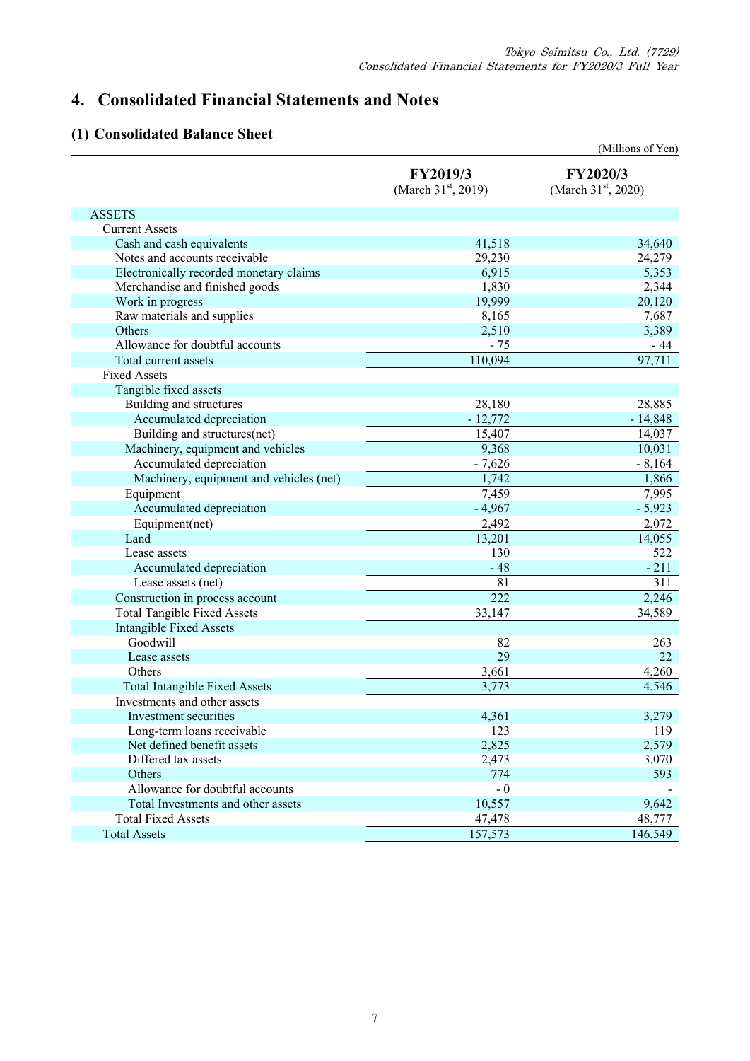# 4. Consolidated Financial Statements and Notes

## (1) Consolidated Balance Sheet

(Millions of Yen)

| | FY2019/3 (March 31st, 2019) | FY2020/3 (March 31st, 2020) |
|---|---|---|
| ASSETS | | |
| Current Assets | | |
| Cash and cash equivalents | 41,518 | 34,640 |
| Notes and accounts receivable | 29,230 | 24,279 |
| Electronically recorded monetary claims | 6,915 | 5,353 |
| Merchandise and finished goods | 1,830 | 2,344 |
| Work in progress | 19,999 | 20,120 |
| Raw materials and supplies | 8,165 | 7,687 |
| Others | 2,510 | 3,389 |
| Allowance for doubtful accounts | - 75 | - 44 |
| Total current assets | 110,094 | 97,711 |
| Fixed Assets | | |
| Tangible fixed assets | | |
| Building and structures | 28,180 | 28,885 |
| Accumulated depreciation | - 12,772 | - 14,848 |
| Building and structures(net) | 15,407 | 14,037 |
| Machinery, equipment and vehicles | 9,368 | 10,031 |
| Accumulated depreciation | - 7,626 | - 8,164 |
| Machinery, equipment and vehicles (net) | 1,742 | 1,866 |
| Equipment | 7,459 | 7,995 |
| Accumulated depreciation | - 4,967 | - 5,923 |
| Equipment(net) | 2,492 | 2,072 |
| Land | 13,201 | 14,055 |
| Lease assets | 130 | 522 |
| Accumulated depreciation | - 48 | - 211 |
| Lease assets (net) | 81 | 311 |
| Construction in process account | 222 | 2,246 |
| Total Tangible Fixed Assets | 33,147 | 34,589 |
| Intangible Fixed Assets | | |
| Goodwill | 82 | 263 |
| Lease assets | 29 | 22 |
| Others | 3,661 | 4,260 |
| Total Intangible Fixed Assets | 3,773 | 4,546 |
| Investments and other assets | | |
| Investment securities | 4,361 | 3,279 |
| Long-term loans receivable | 123 | 119 |
| Net defined benefit assets | 2,825 | 2,579 |
| Differed tax assets | 2,473 | 3,070 |
| Others | 774 | 593 |
| Allowance for doubtful accounts | - 0 | - |
| Total Investments and other assets | 10,557 | 9,642 |
| Total Fixed Assets | 47,478 | 48,777 |
| Total Assets | 157,573 | 146,549 |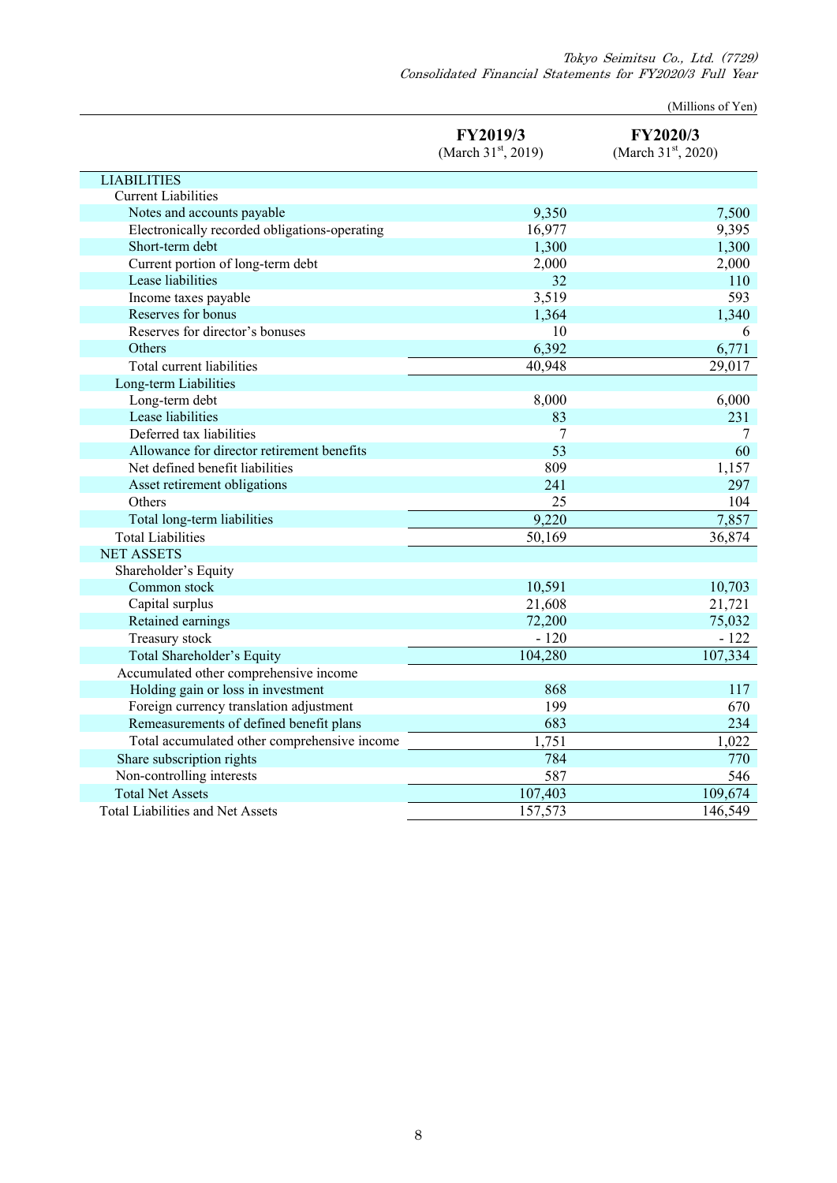(Millions of Yen)

| | FY2019/3 (March 31st, 2019) | FY2020/3 (March 31st, 2020) |
|---|---|---|
| LIABILITIES | | |
| Current Liabilities | | |
| Notes and accounts payable | 9,350 | 7,500 |
| Electronically recorded obligations-operating | 16,977 | 9,395 |
| Short-term debt | 1,300 | 1,300 |
| Current portion of long-term debt | 2,000 | 2,000 |
| Lease liabilities | 32 | 110 |
| Income taxes payable | 3,519 | 593 |
| Reserves for bonus | 1,364 | 1,340 |
| Reserves for director's bonuses | 10 | 6 |
| Others | 6,392 | 6,771 |
| Total current liabilities | 40,948 | 29,017 |
| Long-term Liabilities | | |
| Long-term debt | 8,000 | 6,000 |
| Lease liabilities | 83 | 231 |
| Deferred tax liabilities | 7 | 7 |
| Allowance for director retirement benefits | 53 | 60 |
| Net defined benefit liabilities | 809 | 1,157 |
| Asset retirement obligations | 241 | 297 |
| Others | 25 | 104 |
| Total long-term liabilities | 9,220 | 7,857 |
| Total Liabilities | 50,169 | 36,874 |
| NET ASSETS | | |
| Shareholder's Equity | | |
| Common stock | 10,591 | 10,703 |
| Capital surplus | 21,608 | 21,721 |
| Retained earnings | 72,200 | 75,032 |
| Treasury stock | - 120 | - 122 |
| Total Shareholder's Equity | 104,280 | 107,334 |
| Accumulated other comprehensive income | | |
| Holding gain or loss in investment | 868 | 117 |
| Foreign currency translation adjustment | 199 | 670 |
| Remeasurements of defined benefit plans | 683 | 234 |
| Total accumulated other comprehensive income | 1,751 | 1,022 |
| Share subscription rights | 784 | 770 |
| Non-controlling interests | 587 | 546 |
| Total Net Assets | 107,403 | 109,674 |
| Total Liabilities and Net Assets | 157,573 | 146,549 |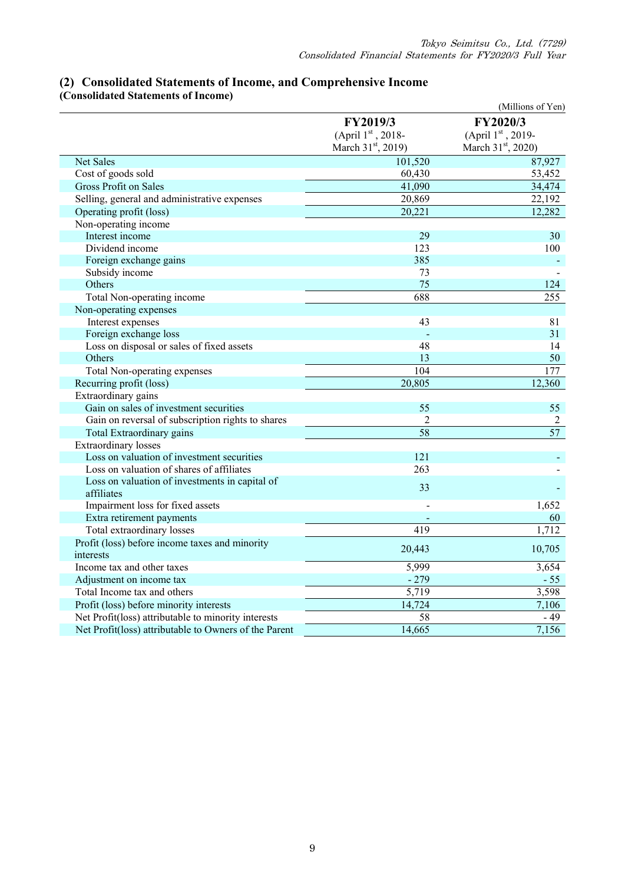## (2) Consolidated Statements of Income, and Comprehensive Income

**(Consolidated Statements of Income)**

(Millions of Yen)

| | FY2019/3 (April 1st, 2018- March 31st, 2019) | FY2020/3 (April 1st, 2019- March 31st, 2020) |
|---|---|---|
| Net Sales | 101,520 | 87,927 |
| Cost of goods sold | 60,430 | 53,452 |
| Gross Profit on Sales | 41,090 | 34,474 |
| Selling, general and administrative expenses | 20,869 | 22,192 |
| Operating profit (loss) | 20,221 | 12,282 |
| Non-operating income | | |
| Interest income | 29 | 30 |
| Dividend income | 123 | 100 |
| Foreign exchange gains | 385 | - |
| Subsidy income | 73 | - |
| Others | 75 | 124 |
| Total Non-operating income | 688 | 255 |
| Non-operating expenses | | |
| Interest expenses | 43 | 81 |
| Foreign exchange loss | - | 31 |
| Loss on disposal or sales of fixed assets | 48 | 14 |
| Others | 13 | 50 |
| Total Non-operating expenses | 104 | 177 |
| Recurring profit (loss) | 20,805 | 12,360 |
| Extraordinary gains | | |
| Gain on sales of investment securities | 55 | 55 |
| Gain on reversal of subscription rights to shares | 2 | 2 |
| Total Extraordinary gains | 58 | 57 |
| Extraordinary losses | | |
| Loss on valuation of investment securities | 121 | - |
| Loss on valuation of shares of affiliates | 263 | - |
| Loss on valuation of investments in capital of affiliates | 33 | - |
| Impairment loss for fixed assets | - | 1,652 |
| Extra retirement payments | - | 60 |
| Total extraordinary losses | 419 | 1,712 |
| Profit (loss) before income taxes and minority interests | 20,443 | 10,705 |
| Income tax and other taxes | 5,999 | 3,654 |
| Adjustment on income tax | - 279 | - 55 |
| Total Income tax and others | 5,719 | 3,598 |
| Profit (loss) before minority interests | 14,724 | 7,106 |
| Net Profit(loss) attributable to minority interests | 58 | - 49 |
| Net Profit(loss) attributable to Owners of the Parent | 14,665 | 7,156 |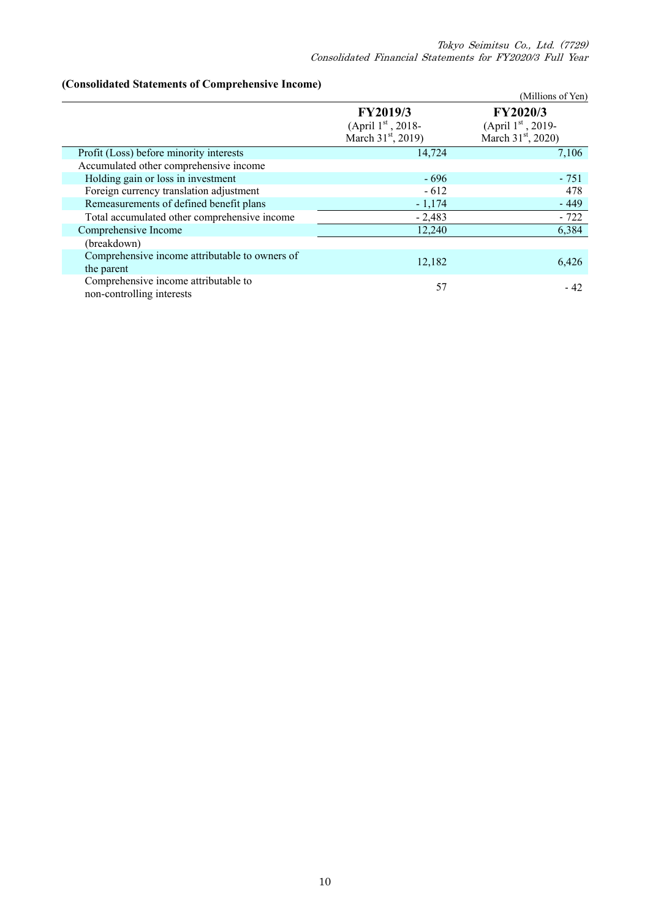**(Consolidated Statements of Comprehensive Income)**

(Millions of Yen)

| | FY2019/3 (April 1st, 2018- March 31st, 2019) | FY2020/3 (April 1st, 2019- March 31st, 2020) |
|---|---|---|
| Profit (Loss) before minority interests | 14,724 | 7,106 |
| Accumulated other comprehensive income | | |
| Holding gain or loss in investment | - 696 | - 751 |
| Foreign currency translation adjustment | - 612 | 478 |
| Remeasurements of defined benefit plans | - 1,174 | - 449 |
| Total accumulated other comprehensive income | - 2,483 | - 722 |
| Comprehensive Income | 12,240 | 6,384 |
| (breakdown) | | |
| Comprehensive income attributable to owners of the parent | 12,182 | 6,426 |
| Comprehensive income attributable to non-controlling interests | 57 | - 42 |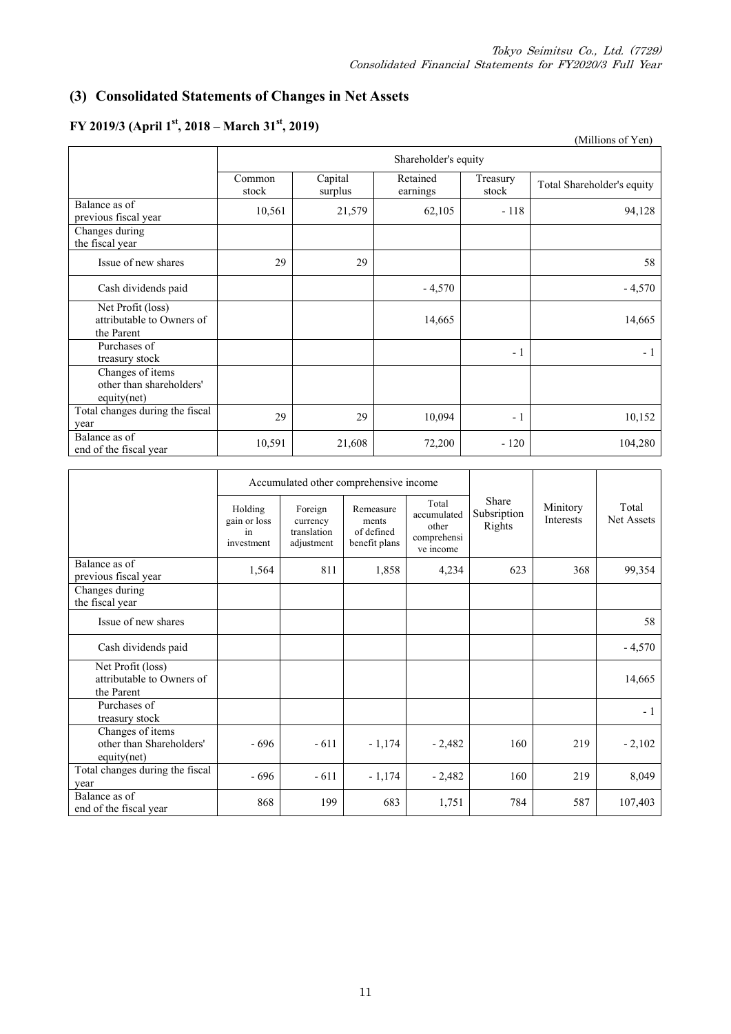## (3) Consolidated Statements of Changes in Net Assets

### FY 2019/3 (April 1st, 2018 – March 31st, 2019)

(Millions of Yen)

| | Shareholder's equity | | | | |
|---|---|---|---|---|---|
| | Common stock | Capital surplus | Retained earnings | Treasury stock | Total Shareholder's equity |
| Balance as of previous fiscal year | 10,561 | 21,579 | 62,105 | - 118 | 94,128 |
| Changes during the fiscal year | | | | | |
| Issue of new shares | 29 | 29 | | | 58 |
| Cash dividends paid | | | - 4,570 | | - 4,570 |
| Net Profit (loss) attributable to Owners of the Parent | | | 14,665 | | 14,665 |
| Purchases of treasury stock | | | | - 1 | - 1 |
| Changes of items other than shareholders' equity(net) | | | | | |
| Total changes during the fiscal year | 29 | 29 | 10,094 | - 1 | 10,152 |
| Balance as of end of the fiscal year | 10,591 | 21,608 | 72,200 | - 120 | 104,280 |

| | Accumulated other comprehensive income | | | | Share Subsription Rights | Minitory Interests | Total Net Assets |
|---|---|---|---|---|---|---|---|
| | Holding gain or loss in investment | Foreign currency translation adjustment | Remeasure ments of defined benefit plans | Total accumulated other comprehensi ve income | | | |
| Balance as of previous fiscal year | 1,564 | 811 | 1,858 | 4,234 | 623 | 368 | 99,354 |
| Changes during the fiscal year | | | | | | | |
| Issue of new shares | | | | | | | 58 |
| Cash dividends paid | | | | | | | - 4,570 |
| Net Profit (loss) attributable to Owners of the Parent | | | | | | | 14,665 |
| Purchases of treasury stock | | | | | | | - 1 |
| Changes of items other than Shareholders' equity(net) | - 696 | - 611 | - 1,174 | - 2,482 | 160 | 219 | - 2,102 |
| Total changes during the fiscal year | - 696 | - 611 | - 1,174 | - 2,482 | 160 | 219 | 8,049 |
| Balance as of end of the fiscal year | 868 | 199 | 683 | 1,751 | 784 | 587 | 107,403 |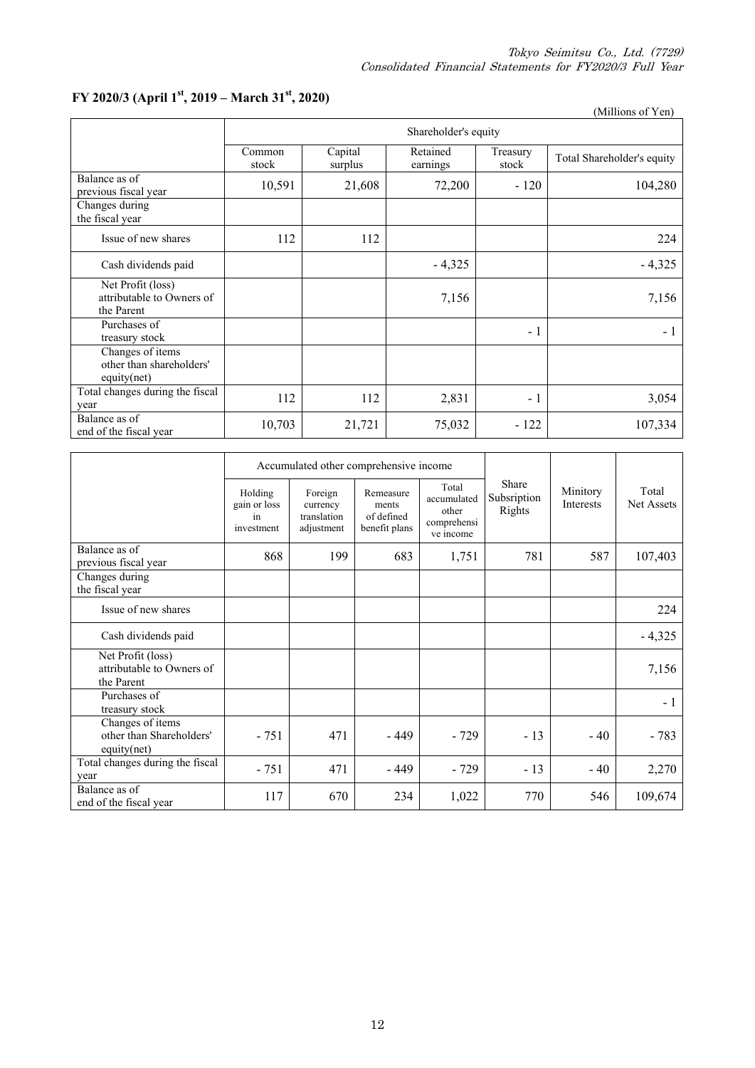## FY 2020/3 (April 1st, 2019 – March 31st, 2020)

(Millions of Yen)

| | Shareholder's equity | | | | |
|---|---|---|---|---|---|
| | Common stock | Capital surplus | Retained earnings | Treasury stock | Total Shareholder's equity |
| Balance as of previous fiscal year | 10,591 | 21,608 | 72,200 | - 120 | 104,280 |
| Changes during the fiscal year | | | | | |
| Issue of new shares | 112 | 112 | | | 224 |
| Cash dividends paid | | | - 4,325 | | - 4,325 |
| Net Profit (loss) attributable to Owners of the Parent | | | 7,156 | | 7,156 |
| Purchases of treasury stock | | | | - 1 | - 1 |
| Changes of items other than shareholders' equity(net) | | | | | |
| Total changes during the fiscal year | 112 | 112 | 2,831 | - 1 | 3,054 |
| Balance as of end of the fiscal year | 10,703 | 21,721 | 75,032 | - 122 | 107,334 |

| | Accumulated other comprehensive income | | | | Share Subsription Rights | Minitory Interests | Total Net Assets |
|---|---|---|---|---|---|---|---|
| | Holding gain or loss in investment | Foreign currency translation adjustment | Remeasurements of defined benefit plans | Total accumulated other comprehensive income | | | |
| Balance as of previous fiscal year | 868 | 199 | 683 | 1,751 | 781 | 587 | 107,403 |
| Changes during the fiscal year | | | | | | | |
| Issue of new shares | | | | | | | 224 |
| Cash dividends paid | | | | | | | - 4,325 |
| Net Profit (loss) attributable to Owners of the Parent | | | | | | | 7,156 |
| Purchases of treasury stock | | | | | | | - 1 |
| Changes of items other than Shareholders' equity(net) | - 751 | 471 | - 449 | - 729 | - 13 | - 40 | - 783 |
| Total changes during the fiscal year | - 751 | 471 | - 449 | - 729 | - 13 | - 40 | 2,270 |
| Balance as of end of the fiscal year | 117 | 670 | 234 | 1,022 | 770 | 546 | 109,674 |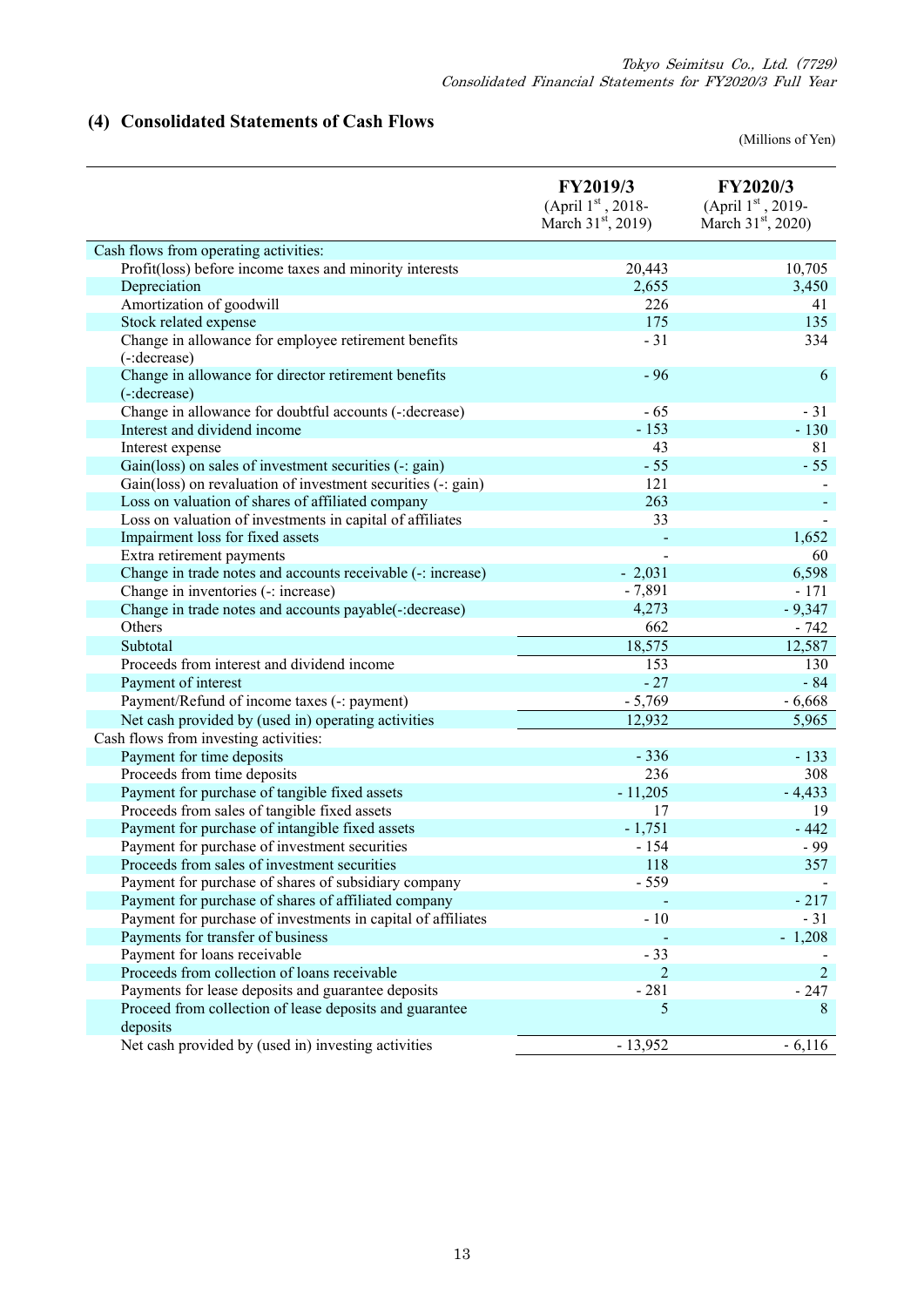## (4) Consolidated Statements of Cash Flows

(Millions of Yen)

| | FY2019/3 (April 1st, 2018- March 31st, 2019) | FY2020/3 (April 1st, 2019- March 31st, 2020) |
|---|---|---|
| Cash flows from operating activities: | | |
| Profit(loss) before income taxes and minority interests | 20,443 | 10,705 |
| Depreciation | 2,655 | 3,450 |
| Amortization of goodwill | 226 | 41 |
| Stock related expense | 175 | 135 |
| Change in allowance for employee retirement benefits (-:decrease) | - 31 | 334 |
| Change in allowance for director retirement benefits (-:decrease) | - 96 | 6 |
| Change in allowance for doubtful accounts (-:decrease) | - 65 | - 31 |
| Interest and dividend income | - 153 | - 130 |
| Interest expense | 43 | 81 |
| Gain(loss) on sales of investment securities (-: gain) | - 55 | - 55 |
| Gain(loss) on revaluation of investment securities (-: gain) | 121 | - |
| Loss on valuation of shares of affiliated company | 263 | - |
| Loss on valuation of investments in capital of affiliates | 33 | - |
| Impairment loss for fixed assets | - | 1,652 |
| Extra retirement payments | - | 60 |
| Change in trade notes and accounts receivable (-: increase) | - 2,031 | 6,598 |
| Change in inventories (-: increase) | - 7,891 | - 171 |
| Change in trade notes and accounts payable(-:decrease) | 4,273 | - 9,347 |
| Others | 662 | - 742 |
| Subtotal | 18,575 | 12,587 |
| Proceeds from interest and dividend income | 153 | 130 |
| Payment of interest | - 27 | - 84 |
| Payment/Refund of income taxes (-: payment) | - 5,769 | - 6,668 |
| Net cash provided by (used in) operating activities | 12,932 | 5,965 |
| Cash flows from investing activities: | | |
| Payment for time deposits | - 336 | - 133 |
| Proceeds from time deposits | 236 | 308 |
| Payment for purchase of tangible fixed assets | - 11,205 | - 4,433 |
| Proceeds from sales of tangible fixed assets | 17 | 19 |
| Payment for purchase of intangible fixed assets | - 1,751 | - 442 |
| Payment for purchase of investment securities | - 154 | - 99 |
| Proceeds from sales of investment securities | 118 | 357 |
| Payment for purchase of shares of subsidiary company | - 559 | - |
| Payment for purchase of shares of affiliated company | - | - 217 |
| Payment for purchase of investments in capital of affiliates | - 10 | - 31 |
| Payments for transfer of business | - | - 1,208 |
| Payment for loans receivable | - 33 | - |
| Proceeds from collection of loans receivable | 2 | 2 |
| Payments for lease deposits and guarantee deposits | - 281 | - 247 |
| Proceed from collection of lease deposits and guarantee deposits | 5 | 8 |
| Net cash provided by (used in) investing activities | - 13,952 | - 6,116 |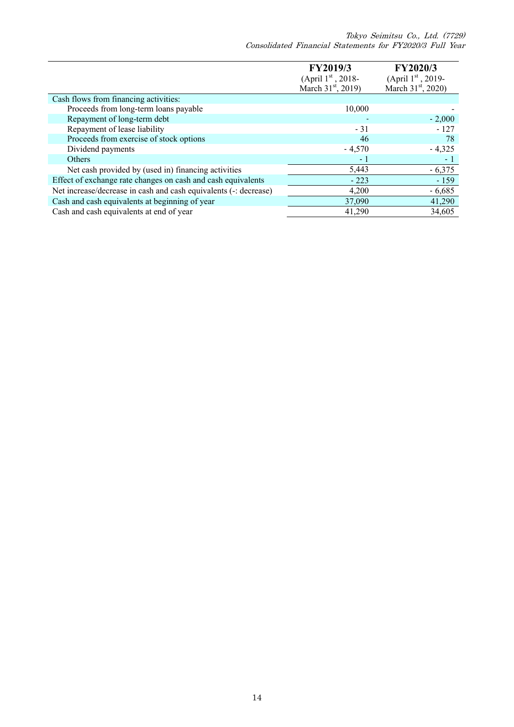| | FY2019/3<br>(April 1st, 2018-<br>March 31st, 2019) | FY2020/3<br>(April 1st, 2019-<br>March 31st, 2020) |
|---|---|---|
| Cash flows from financing activities: | | |
| Proceeds from long-term loans payable | 10,000 | - |
| Repayment of long-term debt | - | - 2,000 |
| Repayment of lease liability | - 31 | - 127 |
| Proceeds from exercise of stock options | 46 | 78 |
| Dividend payments | - 4,570 | - 4,325 |
| Others | - 1 | - 1 |
| Net cash provided by (used in) financing activities | 5,443 | - 6,375 |
| Effect of exchange rate changes on cash and cash equivalents | - 223 | - 159 |
| Net increase/decrease in cash and cash equivalents (-: decrease) | 4,200 | - 6,685 |
| Cash and cash equivalents at beginning of year | 37,090 | 41,290 |
| Cash and cash equivalents at end of year | 41,290 | 34,605 |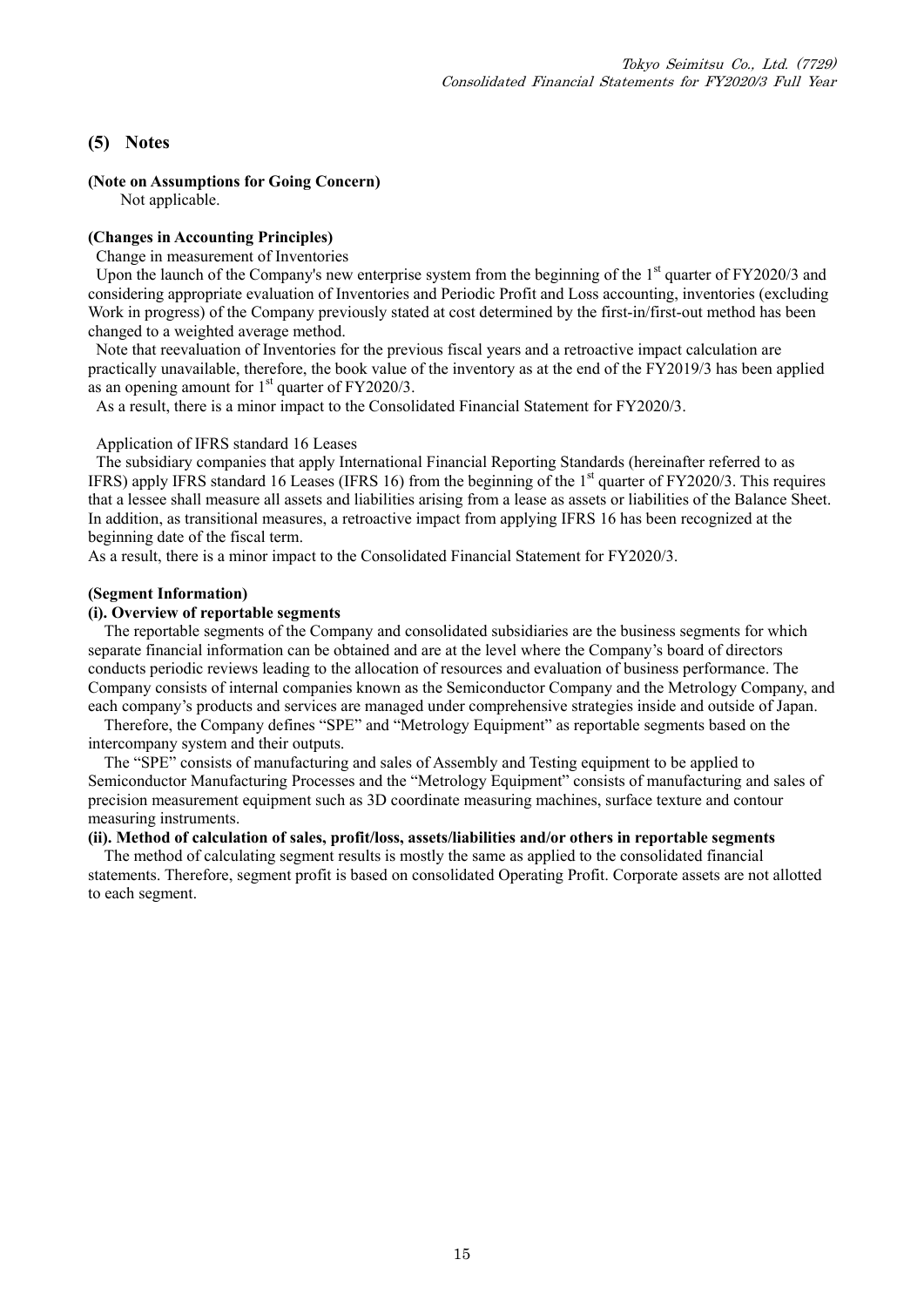## (5) Notes

**(Note on Assumptions for Going Concern)**

Not applicable.

**(Changes in Accounting Principles)**

Change in measurement of Inventories

Upon the launch of the Company's new enterprise system from the beginning of the 1st quarter of FY2020/3 and considering appropriate evaluation of Inventories and Periodic Profit and Loss accounting, inventories (excluding Work in progress) of the Company previously stated at cost determined by the first-in/first-out method has been changed to a weighted average method.

Note that reevaluation of Inventories for the previous fiscal years and a retroactive impact calculation are practically unavailable, therefore, the book value of the inventory as at the end of the FY2019/3 has been applied as an opening amount for 1st quarter of FY2020/3.

As a result, there is a minor impact to the Consolidated Financial Statement for FY2020/3.

Application of IFRS standard 16 Leases

The subsidiary companies that apply International Financial Reporting Standards (hereinafter referred to as IFRS) apply IFRS standard 16 Leases (IFRS 16) from the beginning of the 1st quarter of FY2020/3. This requires that a lessee shall measure all assets and liabilities arising from a lease as assets or liabilities of the Balance Sheet. In addition, as transitional measures, a retroactive impact from applying IFRS 16 has been recognized at the beginning date of the fiscal term.

As a result, there is a minor impact to the Consolidated Financial Statement for FY2020/3.

**(Segment Information)**

**(i). Overview of reportable segments**

The reportable segments of the Company and consolidated subsidiaries are the business segments for which separate financial information can be obtained and are at the level where the Company's board of directors conducts periodic reviews leading to the allocation of resources and evaluation of business performance. The Company consists of internal companies known as the Semiconductor Company and the Metrology Company, and each company's products and services are managed under comprehensive strategies inside and outside of Japan.

Therefore, the Company defines "SPE" and "Metrology Equipment" as reportable segments based on the intercompany system and their outputs.

The "SPE" consists of manufacturing and sales of Assembly and Testing equipment to be applied to Semiconductor Manufacturing Processes and the "Metrology Equipment" consists of manufacturing and sales of precision measurement equipment such as 3D coordinate measuring machines, surface texture and contour measuring instruments.

**(ii). Method of calculation of sales, profit/loss, assets/liabilities and/or others in reportable segments**

The method of calculating segment results is mostly the same as applied to the consolidated financial statements. Therefore, segment profit is based on consolidated Operating Profit. Corporate assets are not allotted to each segment.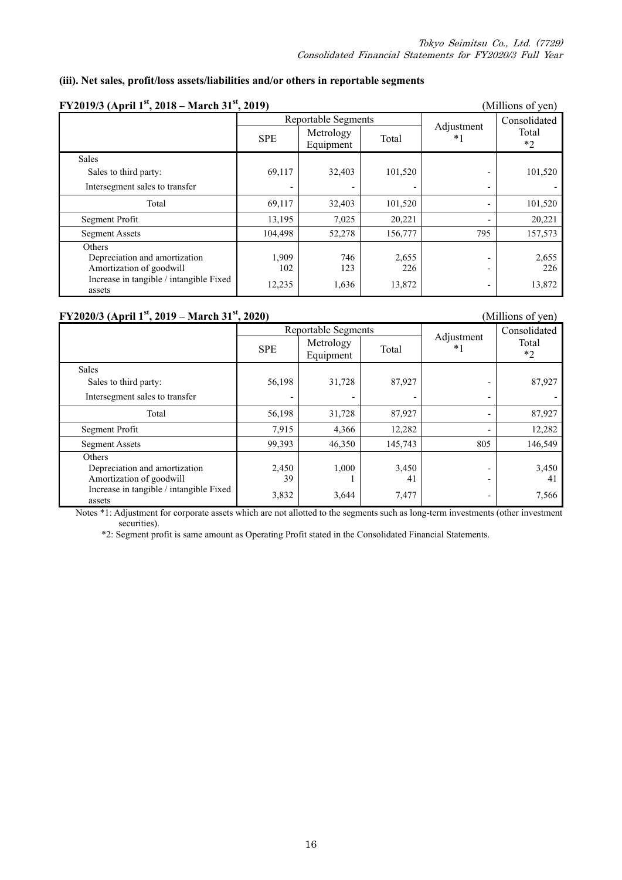**(iii). Net sales, profit/loss assets/liabilities and/or others in reportable segments**

**FY2019/3 (April 1st, 2018 – March 31st, 2019)** (Millions of yen)

| | Reportable Segments | | | Adjustment *1 | Consolidated Total *2 |
|---|---|---|---|---|---|
| | SPE | Metrology Equipment | Total | | |
| Sales | | | | | |
| Sales to third party: | 69,117 | 32,403 | 101,520 | - | 101,520 |
| Intersegment sales to transfer | - | - | - | - | - |
| Total | 69,117 | 32,403 | 101,520 | - | 101,520 |
| Segment Profit | 13,195 | 7,025 | 20,221 | - | 20,221 |
| Segment Assets | 104,498 | 52,278 | 156,777 | 795 | 157,573 |
| Others | | | | | |
| Depreciation and amortization | 1,909 | 746 | 2,655 | - | 2,655 |
| Amortization of goodwill | 102 | 123 | 226 | - | 226 |
| Increase in tangible / intangible Fixed assets | 12,235 | 1,636 | 13,872 | - | 13,872 |

**FY2020/3 (April 1st, 2019 – March 31st, 2020)** (Millions of yen)

| | Reportable Segments | | | Adjustment *1 | Consolidated Total *2 |
|---|---|---|---|---|---|
| | SPE | Metrology Equipment | Total | | |
| Sales | | | | | |
| Sales to third party: | 56,198 | 31,728 | 87,927 | - | 87,927 |
| Intersegment sales to transfer | - | - | - | - | - |
| Total | 56,198 | 31,728 | 87,927 | - | 87,927 |
| Segment Profit | 7,915 | 4,366 | 12,282 | - | 12,282 |
| Segment Assets | 99,393 | 46,350 | 145,743 | 805 | 146,549 |
| Others | | | | | |
| Depreciation and amortization | 2,450 | 1,000 | 3,450 | - | 3,450 |
| Amortization of goodwill | 39 | 1 | 41 | - | 41 |
| Increase in tangible / intangible Fixed assets | 3,832 | 3,644 | 7,477 | - | 7,566 |

Notes *1: Adjustment for corporate assets which are not allotted to the segments such as long-term investments (other investment securities).

*2: Segment profit is same amount as Operating Profit stated in the Consolidated Financial Statements.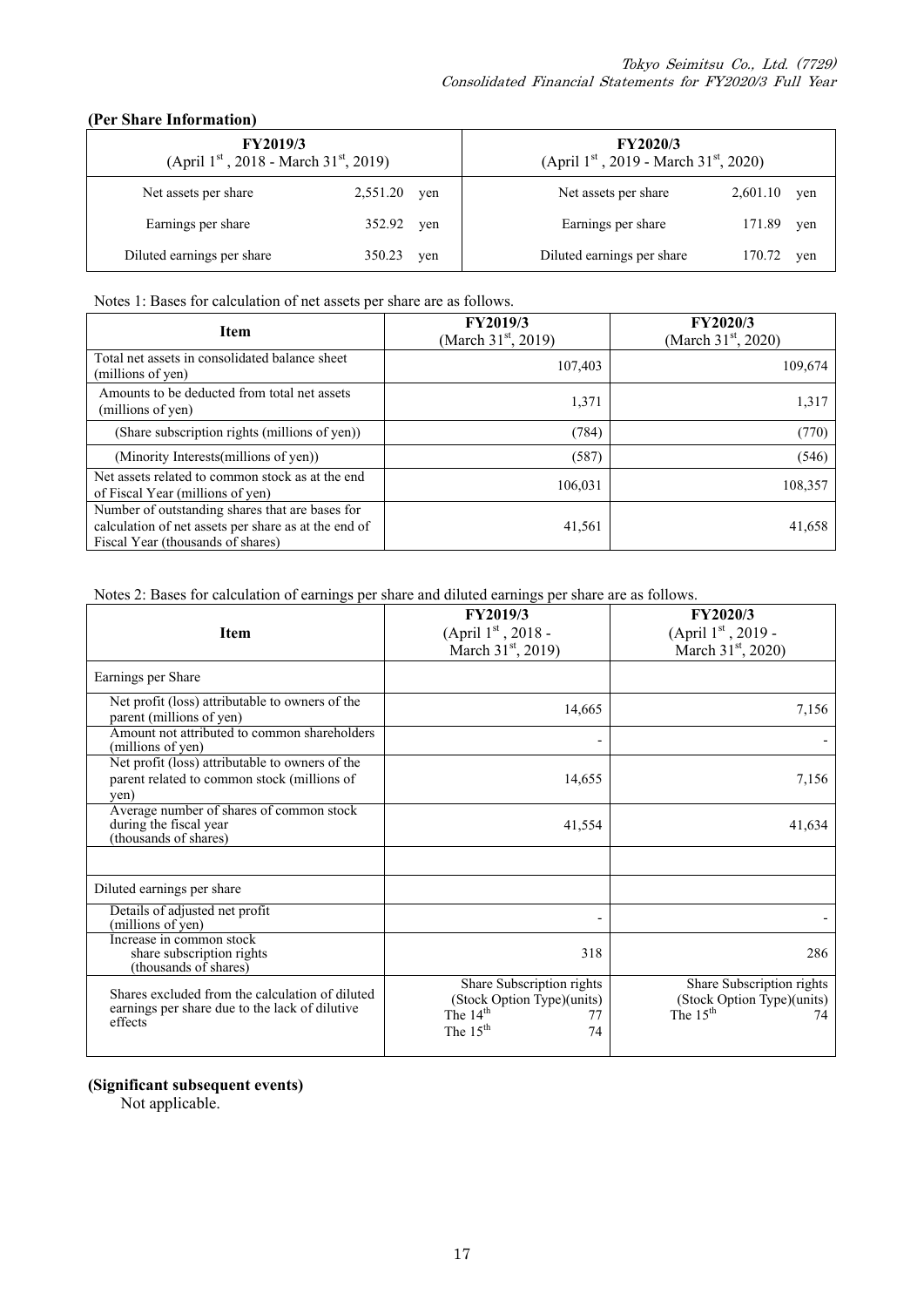### (Per Share Information)

| FY2019/3 (April 1st, 2018 - March 31st, 2019) | | FY2020/3 (April 1st, 2019 - March 31st, 2020) | |
|---|---|---|---|
| Net assets per share | 2,551.20 yen | Net assets per share | 2,601.10 yen |
| Earnings per share | 352.92 yen | Earnings per share | 171.89 yen |
| Diluted earnings per share | 350.23 yen | Diluted earnings per share | 170.72 yen |

Notes 1: Bases for calculation of net assets per share are as follows.

| Item | FY2019/3 (March 31st, 2019) | FY2020/3 (March 31st, 2020) |
|---|---|---|
| Total net assets in consolidated balance sheet (millions of yen) | 107,403 | 109,674 |
| Amounts to be deducted from total net assets (millions of yen) | 1,371 | 1,317 |
| (Share subscription rights (millions of yen)) | (784) | (770) |
| (Minority Interests(millions of yen)) | (587) | (546) |
| Net assets related to common stock as at the end of Fiscal Year (millions of yen) | 106,031 | 108,357 |
| Number of outstanding shares that are bases for calculation of net assets per share as at the end of Fiscal Year (thousands of shares) | 41,561 | 41,658 |

Notes 2: Bases for calculation of earnings per share and diluted earnings per share are as follows.

| Item | FY2019/3 (April 1st, 2018 - March 31st, 2019) | FY2020/3 (April 1st, 2019 - March 31st, 2020) |
|---|---|---|
| Earnings per Share | | |
| Net profit (loss) attributable to owners of the parent (millions of yen) | 14,665 | 7,156 |
| Amount not attributed to common shareholders (millions of yen) | - | - |
| Net profit (loss) attributable to owners of the parent related to common stock (millions of yen) | 14,655 | 7,156 |
| Average number of shares of common stock during the fiscal year (thousands of shares) | 41,554 | 41,634 |
| | | |
| Diluted earnings per share | | |
| Details of adjusted net profit (millions of yen) | - | - |
| Increase in common stock share subscription rights (thousands of shares) | 318 | 286 |
| Shares excluded from the calculation of diluted earnings per share due to the lack of dilutive effects | Share Subscription rights (Stock Option Type)(units) The 14th 77 The 15th 74 | Share Subscription rights (Stock Option Type)(units) The 15th 74 |

### (Significant subsequent events)

Not applicable.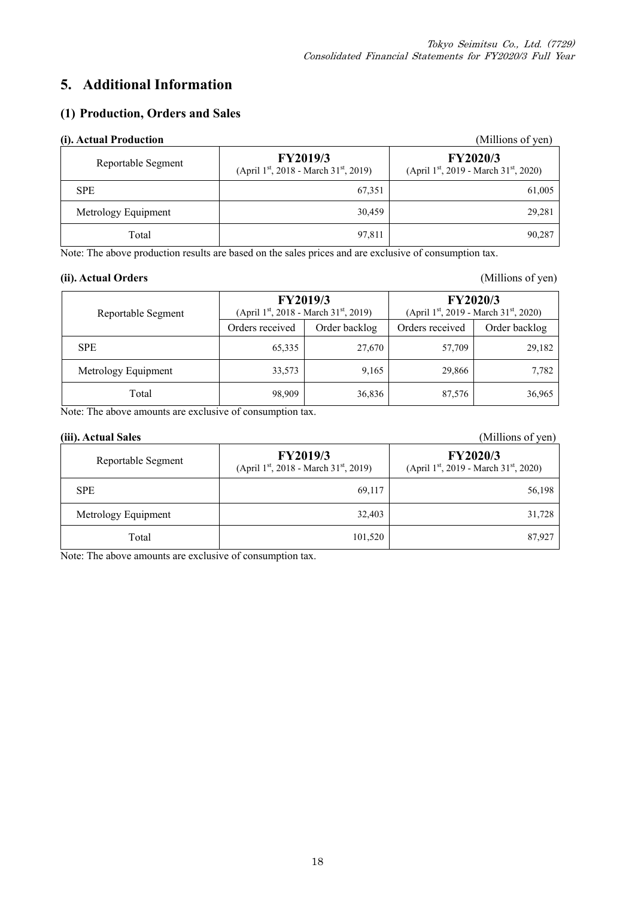# 5. Additional Information

## (1) Production, Orders and Sales

### (i). Actual Production

(Millions of yen)

| Reportable Segment | FY2019/3 (April 1st, 2018 - March 31st, 2019) | FY2020/3 (April 1st, 2019 - March 31st, 2020) |
|---|---|---|
| SPE | 67,351 | 61,005 |
| Metrology Equipment | 30,459 | 29,281 |
| Total | 97,811 | 90,287 |

Note: The above production results are based on the sales prices and are exclusive of consumption tax.

### (ii). Actual Orders

(Millions of yen)

| Reportable Segment | FY2019/3 (April 1st, 2018 - March 31st, 2019) | | FY2020/3 (April 1st, 2019 - March 31st, 2020) | |
|---|---|---|---|---|
| | Orders received | Order backlog | Orders received | Order backlog |
| SPE | 65,335 | 27,670 | 57,709 | 29,182 |
| Metrology Equipment | 33,573 | 9,165 | 29,866 | 7,782 |
| Total | 98,909 | 36,836 | 87,576 | 36,965 |

Note: The above amounts are exclusive of consumption tax.

### (iii). Actual Sales

(Millions of yen)

| Reportable Segment | FY2019/3 (April 1st, 2018 - March 31st, 2019) | FY2020/3 (April 1st, 2019 - March 31st, 2020) |
|---|---|---|
| SPE | 69,117 | 56,198 |
| Metrology Equipment | 32,403 | 31,728 |
| Total | 101,520 | 87,927 |

Note: The above amounts are exclusive of consumption tax.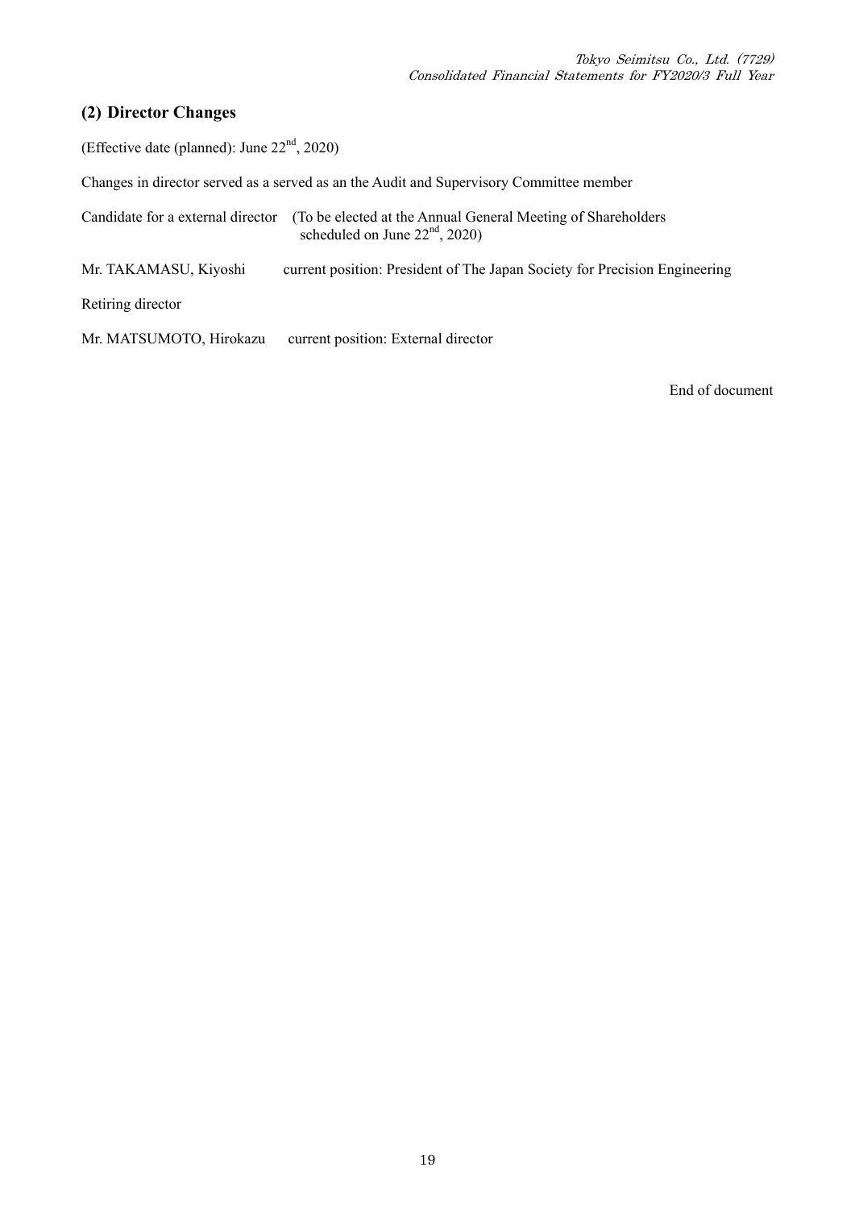## (2) Director Changes

(Effective date (planned): June 22nd, 2020)

Changes in director served as a served as an the Audit and Supervisory Committee member

Candidate for a external director (To be elected at the Annual General Meeting of Shareholders scheduled on June 22nd, 2020)

Mr. TAKAMASU, Kiyoshi current position: President of The Japan Society for Precision Engineering

Retiring director

Mr. MATSUMOTO, Hirokazu current position: External director

End of document